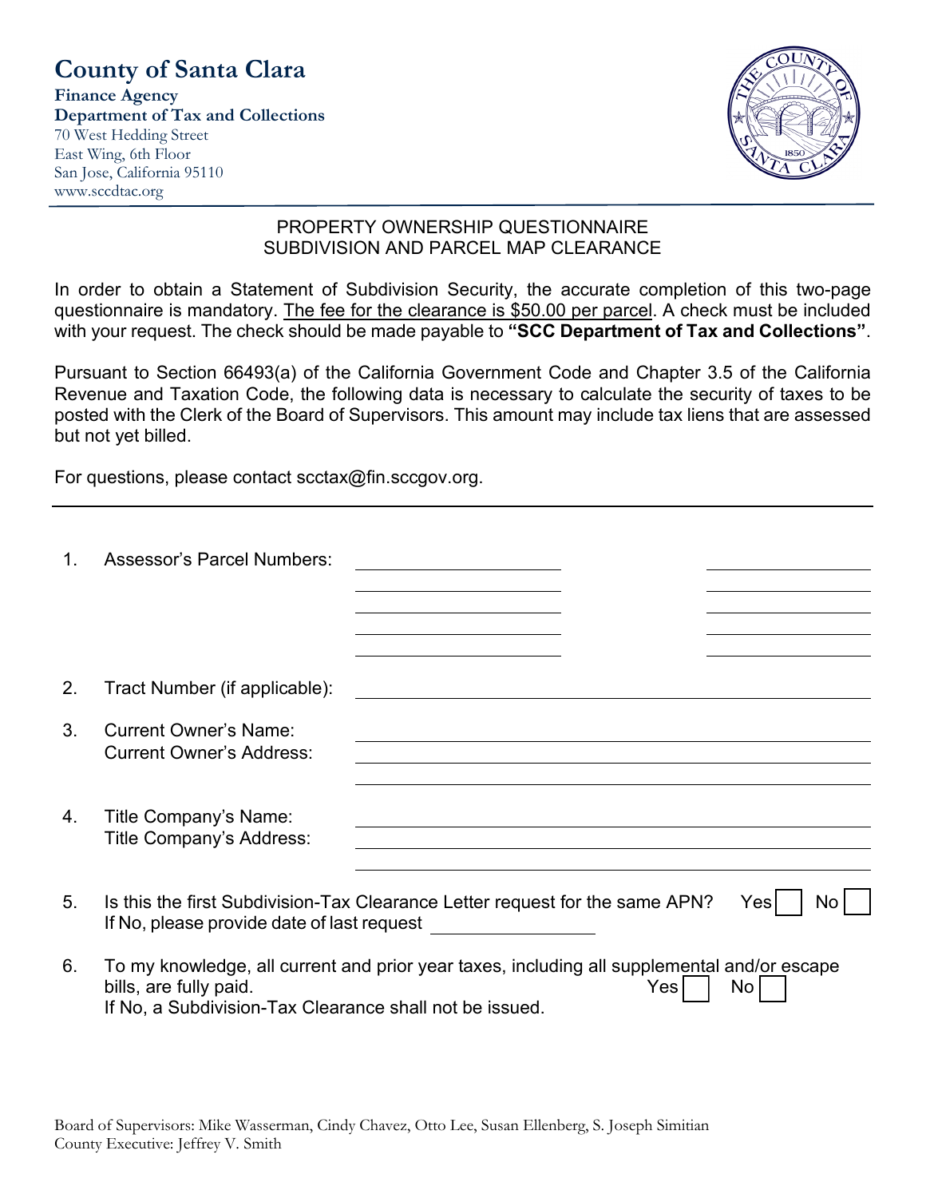# County of Santa Clara

**Finance Agency**
**Department of Tax and Collections**
70 West Hedding Street
East Wing, 6th Floor
San Jose, California 95110
www.sccdtac.org

## PROPERTY OWNERSHIP QUESTIONNAIRE
## SUBDIVISION AND PARCEL MAP CLEARANCE

In order to obtain a Statement of Subdivision Security, the accurate completion of this two-page questionnaire is mandatory. The fee for the clearance is $50.00 per parcel. A check must be included with your request. The check should be made payable to **"SCC Department of Tax and Collections"**.

Pursuant to Section 66493(a) of the California Government Code and Chapter 3.5 of the California Revenue and Taxation Code, the following data is necessary to calculate the security of taxes to be posted with the Clerk of the Board of Supervisors. This amount may include tax liens that are assessed but not yet billed.

For questions, please contact scctax@fin.sccgov.org.

---

1. Assessor's Parcel Numbers: ______________________ ______________________
   ______________________ ______________________
   ______________________ ______________________
   ______________________ ______________________
   ______________________ ______________________

2. Tract Number (if applicable): ______________________________________________

3. Current Owner's Name: ______________________________________________
   Current Owner's Address: ______________________________________________
   ______________________________________________

4. Title Company's Name: ______________________________________________
   Title Company's Address: ______________________________________________
   ______________________________________________

5. Is this the first Subdivision-Tax Clearance Letter request for the same APN? Yes ☐ No ☐
   If No, please provide date of last request ________________

6. To my knowledge, all current and prior year taxes, including all supplemental and/or escape bills, are fully paid. Yes ☐ No ☐
   If No, a Subdivision-Tax Clearance shall not be issued.

Board of Supervisors: Mike Wasserman, Cindy Chavez, Otto Lee, Susan Ellenberg, S. Joseph Simitian
County Executive: Jeffrey V. Smith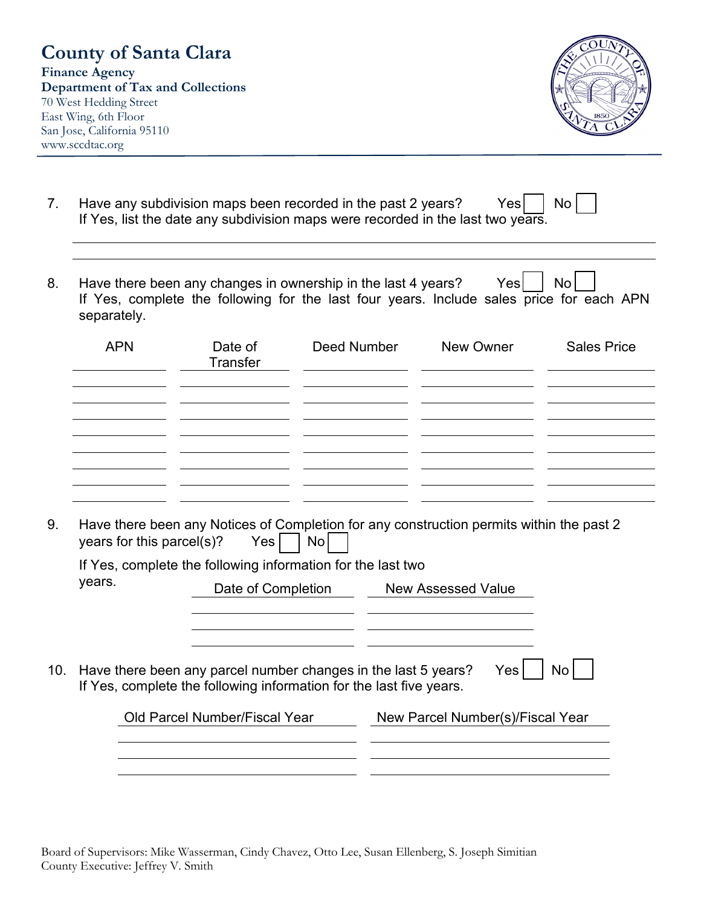# County of Santa Clara

**Finance Agency**
**Department of Tax and Collections**
70 West Hedding Street
East Wing, 6th Floor
San Jose, California 95110
www.sccdtac.org

7. Have any subdivision maps been recorded in the past 2 years? Yes ☐ No ☐
   If Yes, list the date any subdivision maps were recorded in the last two years.

   ______________________________________________________________

   ______________________________________________________________

8. Have there been any changes in ownership in the last 4 years? Yes ☐ No ☐
   If Yes, complete the following for the last four years. Include sales price for each APN separately.

| APN | Date of Transfer | Deed Number | New Owner | Sales Price |
|---|---|---|---|---|
| | | | | |
| | | | | |
| | | | | |
| | | | | |
| | | | | |
| | | | | |
| | | | | |
| | | | | |

9. Have there been any Notices of Completion for any construction permits within the past 2 years for this parcel(s)? Yes ☐ No ☐
   If Yes, complete the following information for the last two years.

| Date of Completion | New Assessed Value |
|---|---|
| | |
| | |
| | |

10. Have there been any parcel number changes in the last 5 years? Yes ☐ No ☐
    If Yes, complete the following information for the last five years.

| Old Parcel Number/Fiscal Year | New Parcel Number(s)/Fiscal Year |
|---|---|
| | |
| | |
| | |

Board of Supervisors: Mike Wasserman, Cindy Chavez, Otto Lee, Susan Ellenberg, S. Joseph Simitian
County Executive: Jeffrey V. Smith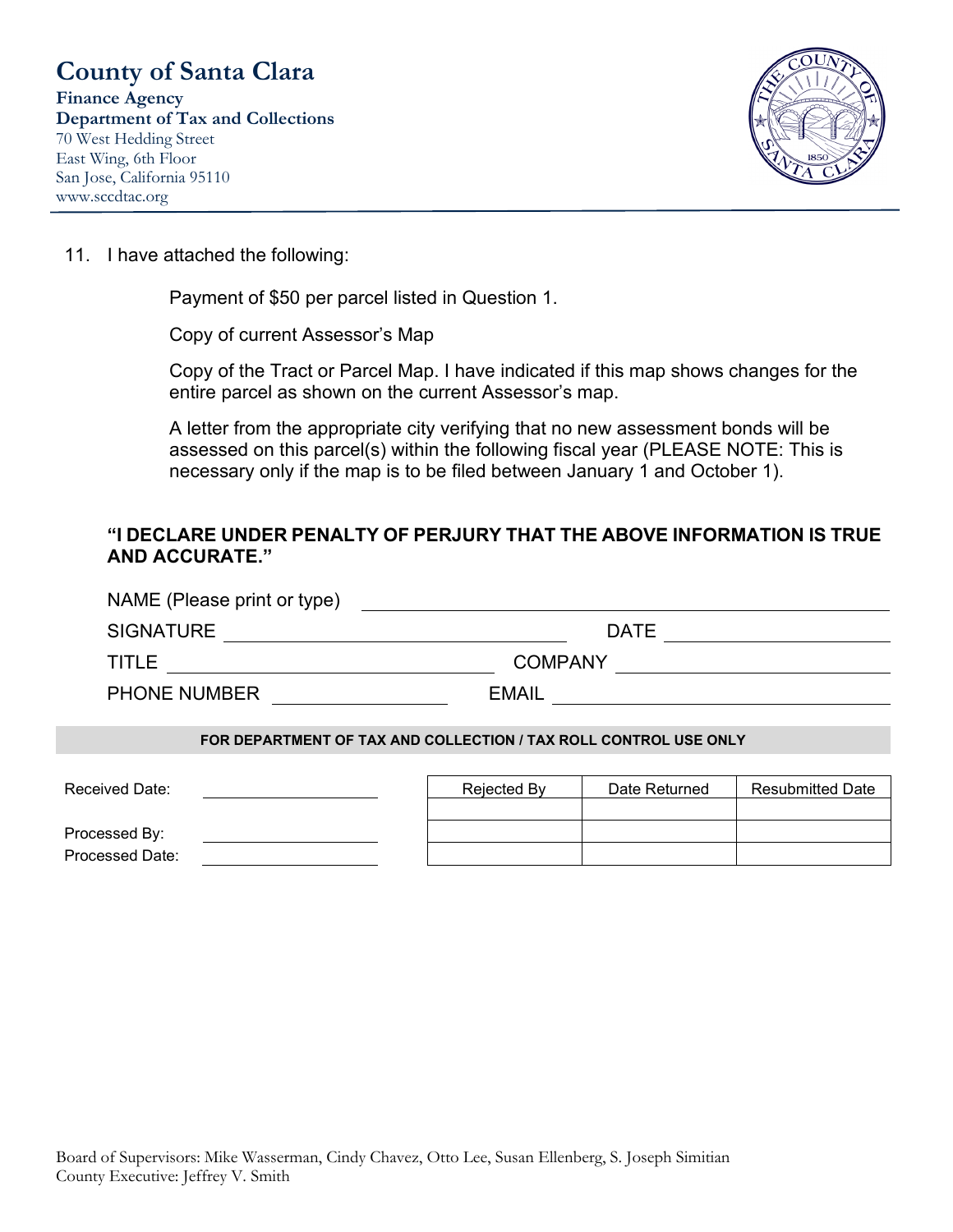# County of Santa Clara

**Finance Agency**
**Department of Tax and Collections**
70 West Hedding Street
East Wing, 6th Floor
San Jose, California 95110
www.sccdtac.org

11. I have attached the following:

    Payment of $50 per parcel listed in Question 1.

    Copy of current Assessor's Map

    Copy of the Tract or Parcel Map. I have indicated if this map shows changes for the entire parcel as shown on the current Assessor's map.

    A letter from the appropriate city verifying that no new assessment bonds will be assessed on this parcel(s) within the following fiscal year (PLEASE NOTE: This is necessary only if the map is to be filed between January 1 and October 1).

**"I DECLARE UNDER PENALTY OF PERJURY THAT THE ABOVE INFORMATION IS TRUE AND ACCURATE."**

NAME (Please print or type) ______________________________

SIGNATURE ______________________ DATE ______________

TITLE ______________________ COMPANY ______________

PHONE NUMBER ______________ EMAIL ______________________

**FOR DEPARTMENT OF TAX AND COLLECTION / TAX ROLL CONTROL USE ONLY**

Received Date: ______________

Processed By: ______________

Processed Date: ______________

| Rejected By | Date Returned | Resubmitted Date |
|---|---|---|
| | | |
| | | |
| | | |

Board of Supervisors: Mike Wasserman, Cindy Chavez, Otto Lee, Susan Ellenberg, S. Joseph Simitian
County Executive: Jeffrey V. Smith